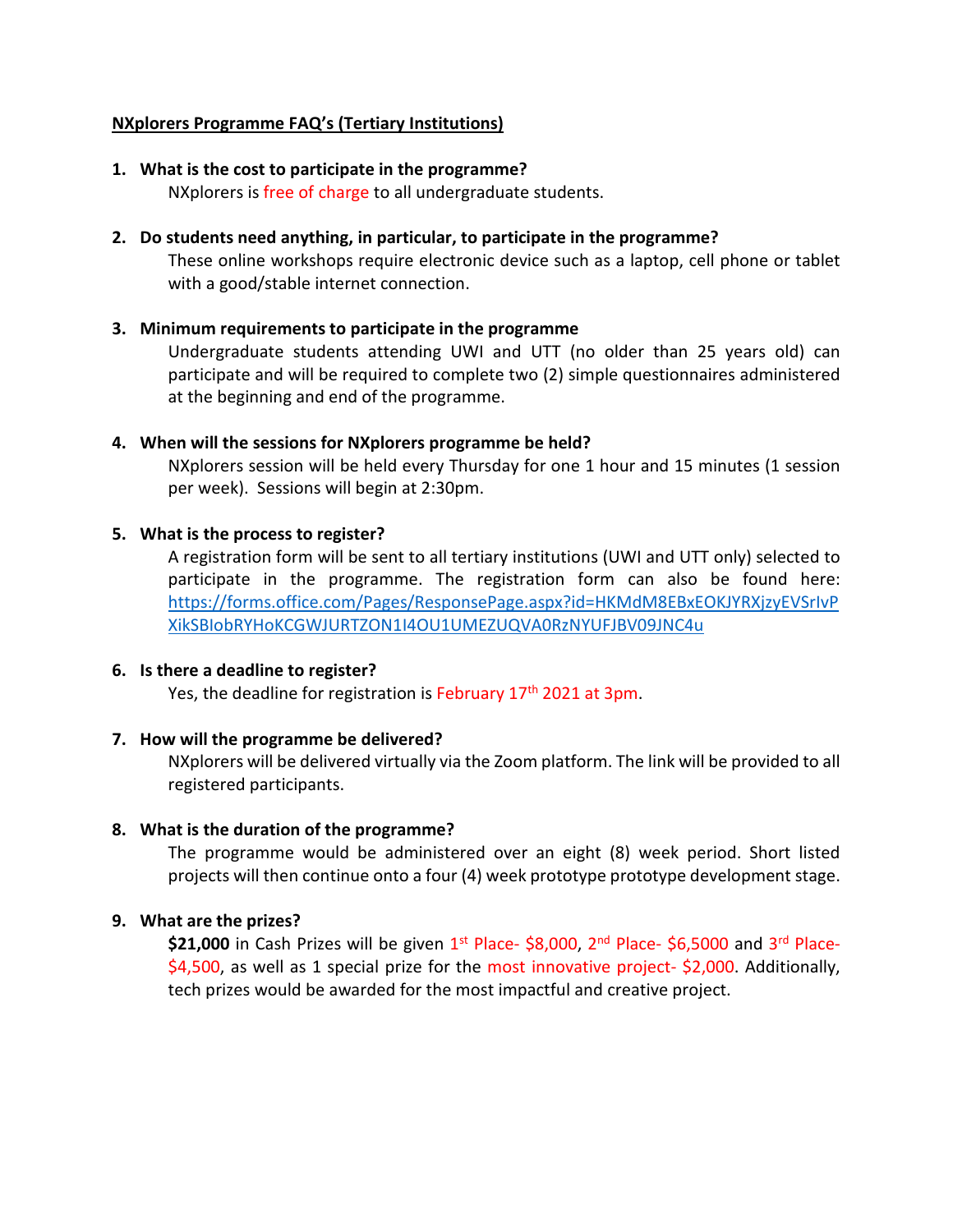**NXplorers Programme FAQ's (Tertiary Institutions)**

1. **What is the cost to participate in the programme?**
   NXplorers is free of charge to all undergraduate students.

2. **Do students need anything, in particular, to participate in the programme?**
   These online workshops require electronic device such as a laptop, cell phone or tablet with a good/stable internet connection.

3. **Minimum requirements to participate in the programme**
   Undergraduate students attending UWI and UTT (no older than 25 years old) can participate and will be required to complete two (2) simple questionnaires administered at the beginning and end of the programme.

4. **When will the sessions for NXplorers programme be held?**
   NXplorers session will be held every Thursday for one 1 hour and 15 minutes (1 session per week). Sessions will begin at 2:30pm.

5. **What is the process to register?**
   A registration form will be sent to all tertiary institutions (UWI and UTT only) selected to participate in the programme. The registration form can also be found here: https://forms.office.com/Pages/ResponsePage.aspx?id=HKMdM8EBxEOKJYRXjzyEVSrIvPXikSBIobRYHoKCGWJURTZON1I4OU1UMEZUQVA0RzNYUFJBV09JNC4u

6. **Is there a deadline to register?**
   Yes, the deadline for registration is February 17th 2021 at 3pm.

7. **How will the programme be delivered?**
   NXplorers will be delivered virtually via the Zoom platform. The link will be provided to all registered participants.

8. **What is the duration of the programme?**
   The programme would be administered over an eight (8) week period. Short listed projects will then continue onto a four (4) week prototype prototype development stage.

9. **What are the prizes?**
   **$21,000** in Cash Prizes will be given 1st Place- $8,000, 2nd Place- $6,5000 and 3rd Place- $4,500, as well as 1 special prize for the most innovative project- $2,000. Additionally, tech prizes would be awarded for the most impactful and creative project.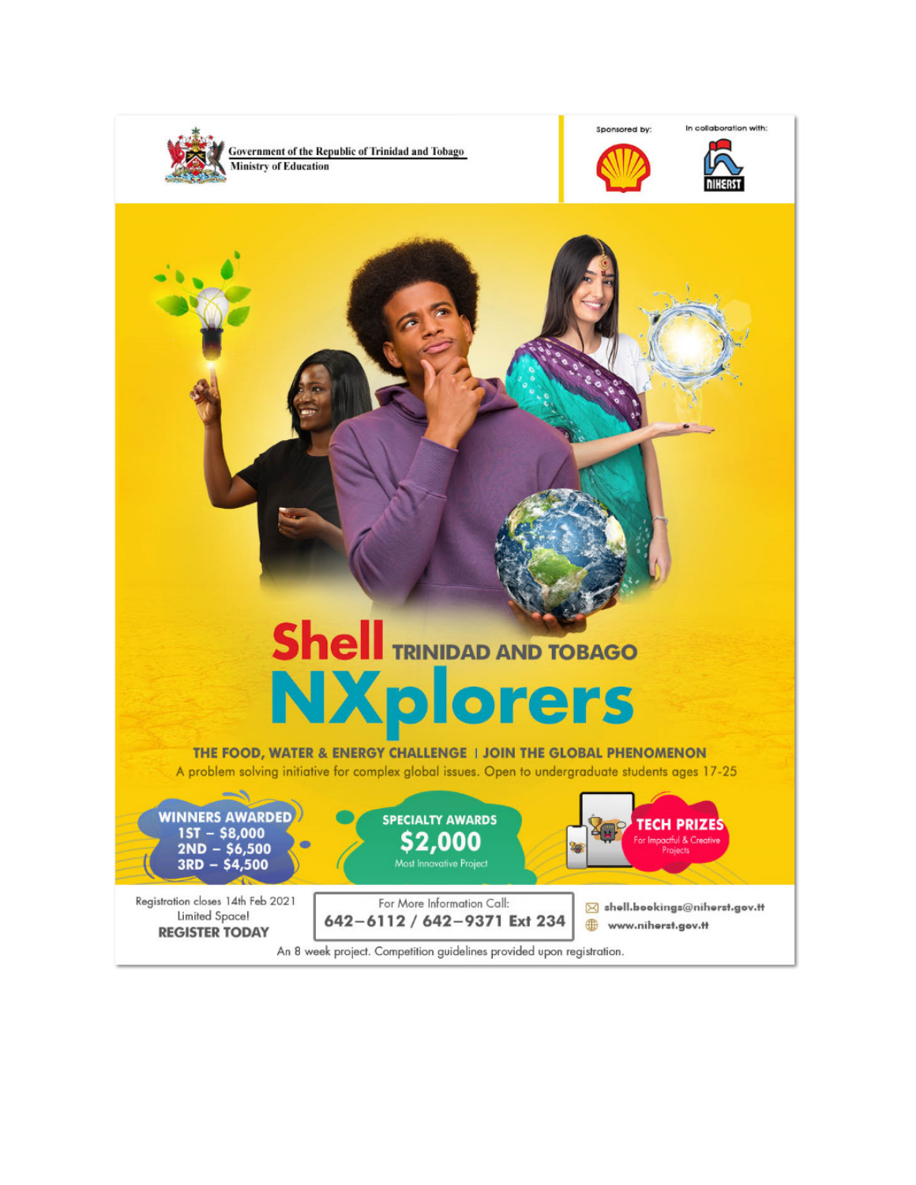Government of the Republic of Trinidad and Tobago
Ministry of Education

Sponsored by:

In collaboration with:

# Shell TRINIDAD AND TOBAGO NXplorers

**THE FOOD, WATER & ENERGY CHALLENGE | JOIN THE GLOBAL PHENOMENON**

A problem solving initiative for complex global issues. Open to undergraduate students ages 17-25

**WINNERS AWARDED**
**1ST – $8,000**
**2ND – $6,500**
**3RD – $4,500**

**SPECIALTY AWARDS**
**$2,000**
Most Innovative Project

**TECH PRIZES**
For Impactful & Creative Projects

Registration closes 14th Feb 2021
Limited Space!
**REGISTER TODAY**

For More Information Call:
**642–6112 / 642–9371 Ext 234**

shell.bookings@niherst.gov.tt
www.niherst.gov.tt

An 8 week project. Competition guidelines provided upon registration.